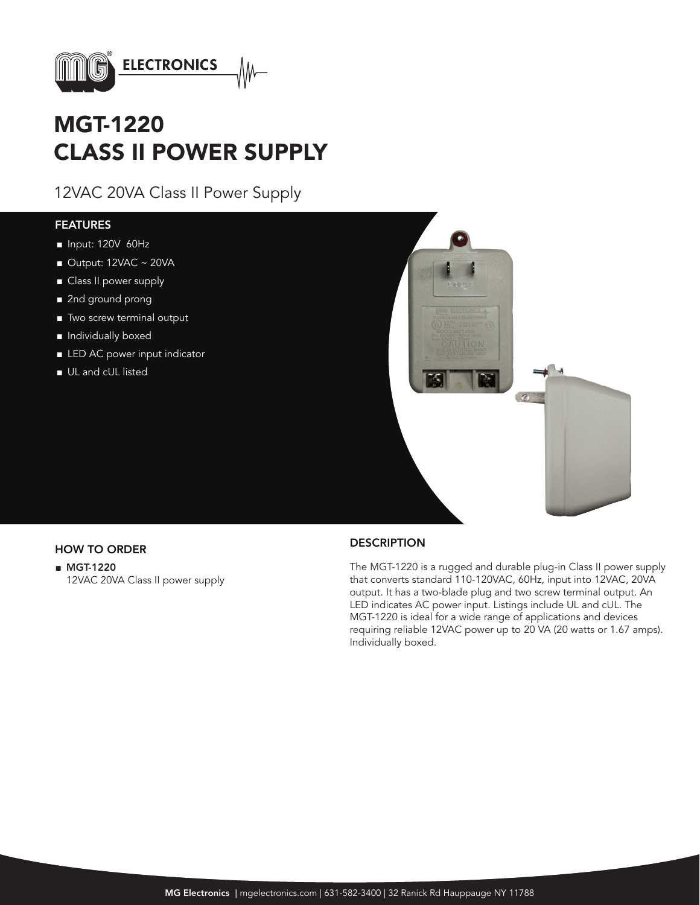# MGT-1220
# CLASS II POWER SUPPLY

12VAC 20VA Class II Power Supply

## FEATURES

- Input: 120V 60Hz
- Output: 12VAC ~ 20VA
- Class II power supply
- 2nd ground prong
- Two screw terminal output
- Individually boxed
- LED AC power input indicator
- UL and cUL listed

## HOW TO ORDER

- **MGT-1220**
  12VAC 20VA Class II power supply

## DESCRIPTION

The MGT-1220 is a rugged and durable plug-in Class II power supply that converts standard 110-120VAC, 60Hz, input into 12VAC, 20VA output. It has a two-blade plug and two screw terminal output. An LED indicates AC power input. Listings include UL and cUL. The MGT-1220 is ideal for a wide range of applications and devices requiring reliable 12VAC power up to 20 VA (20 watts or 1.67 amps). Individually boxed.

**MG Electronics** | mgelectronics.com | 631-582-3400 | 32 Ranick Rd Hauppauge NY 11788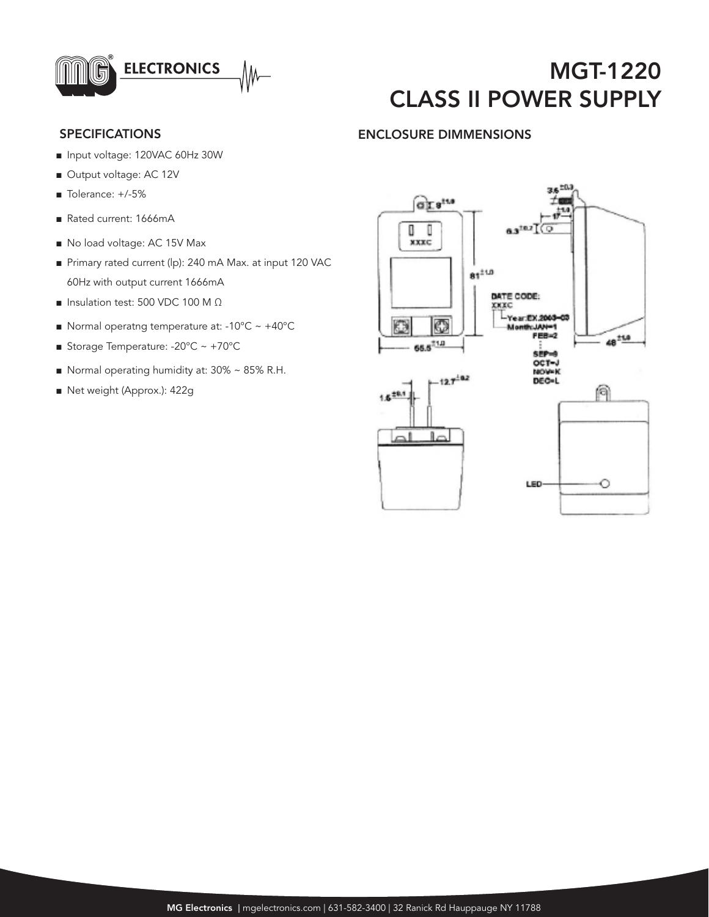# MGT-1220
# CLASS II POWER SUPPLY

## SPECIFICATIONS

- Input voltage: 120VAC 60Hz 30W
- Output voltage: AC 12V
- Tolerance: +/-5%
- Rated current: 1666mA
- No load voltage: AC 15V Max
- Primary rated current (lp): 240 mA Max. at input 120 VAC 60Hz with output current 1666mA
- Insulation test: 500 VDC 100 M Ω
- Normal operatng temperature at: -10°C ~ +40°C
- Storage Temperature: -20°C ~ +70°C
- Normal operating humidity at: 30% ~ 85% R.H.
- Net weight (Approx.): 422g

## ENCLOSURE DIMMENSIONS

9 ±1.0
3.6 ±0.3
17 ±1.0
6.3 ±0.2
XXXC
81 ±1.0
DATE CODE:
XXXC
Year:EX.2003=03
Month:JAN=1
FEB=2
SEP=9
OCT=J
NOV=K
DEC=L
65.5 ±1.0
48 ±1.0
1.6 ±0.1
12.7 ±0.2
LED